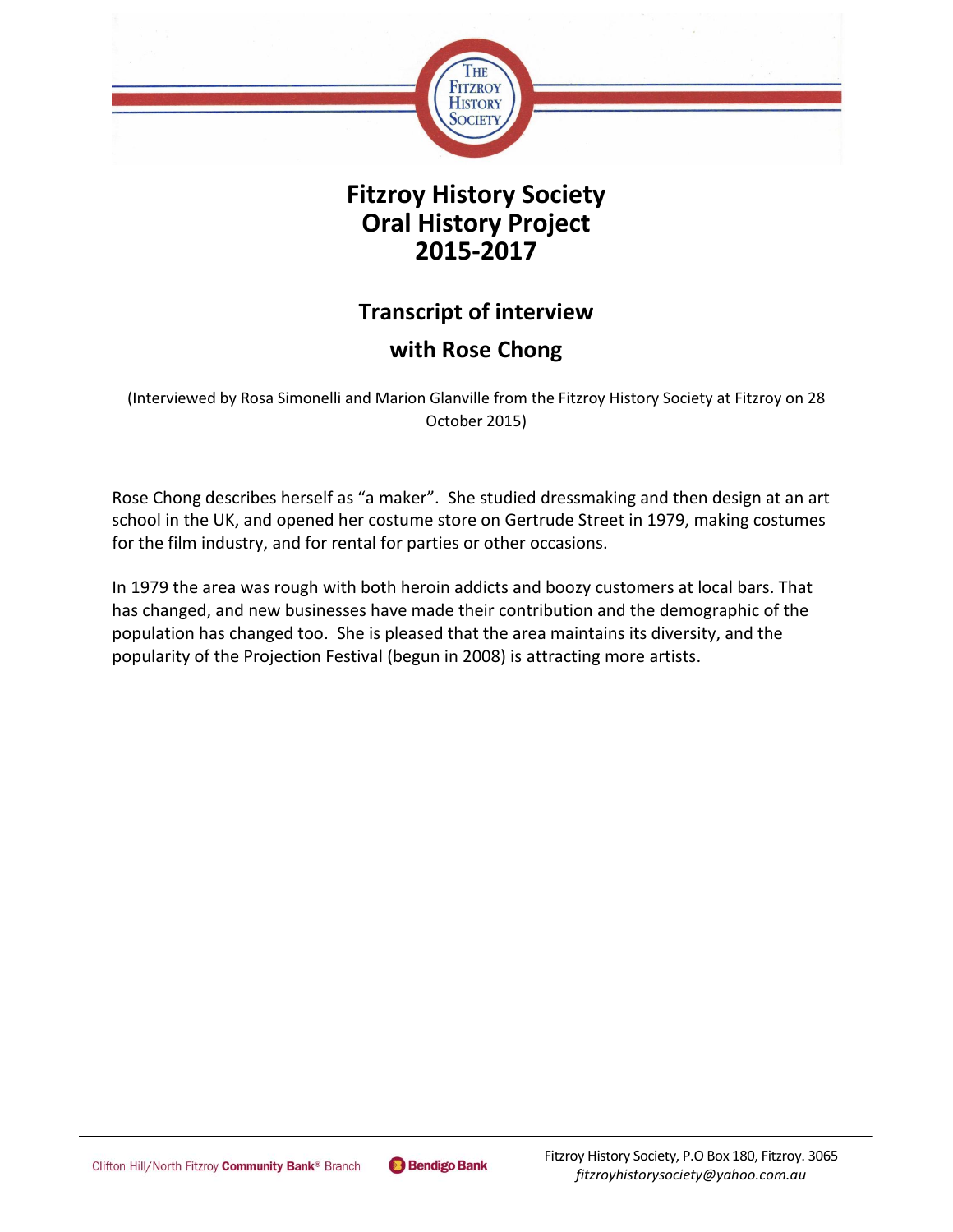# Fitzroy History Society
# Oral History Project
# 2015-2017

## Transcript of interview

## with Rose Chong

(Interviewed by Rosa Simonelli and Marion Glanville from the Fitzroy History Society at Fitzroy on 28 October 2015)

Rose Chong describes herself as "a maker". She studied dressmaking and then design at an art school in the UK, and opened her costume store on Gertrude Street in 1979, making costumes for the film industry, and for rental for parties or other occasions.

In 1979 the area was rough with both heroin addicts and boozy customers at local bars. That has changed, and new businesses have made their contribution and the demographic of the population has changed too. She is pleased that the area maintains its diversity, and the popularity of the Projection Festival (begun in 2008) is attracting more artists.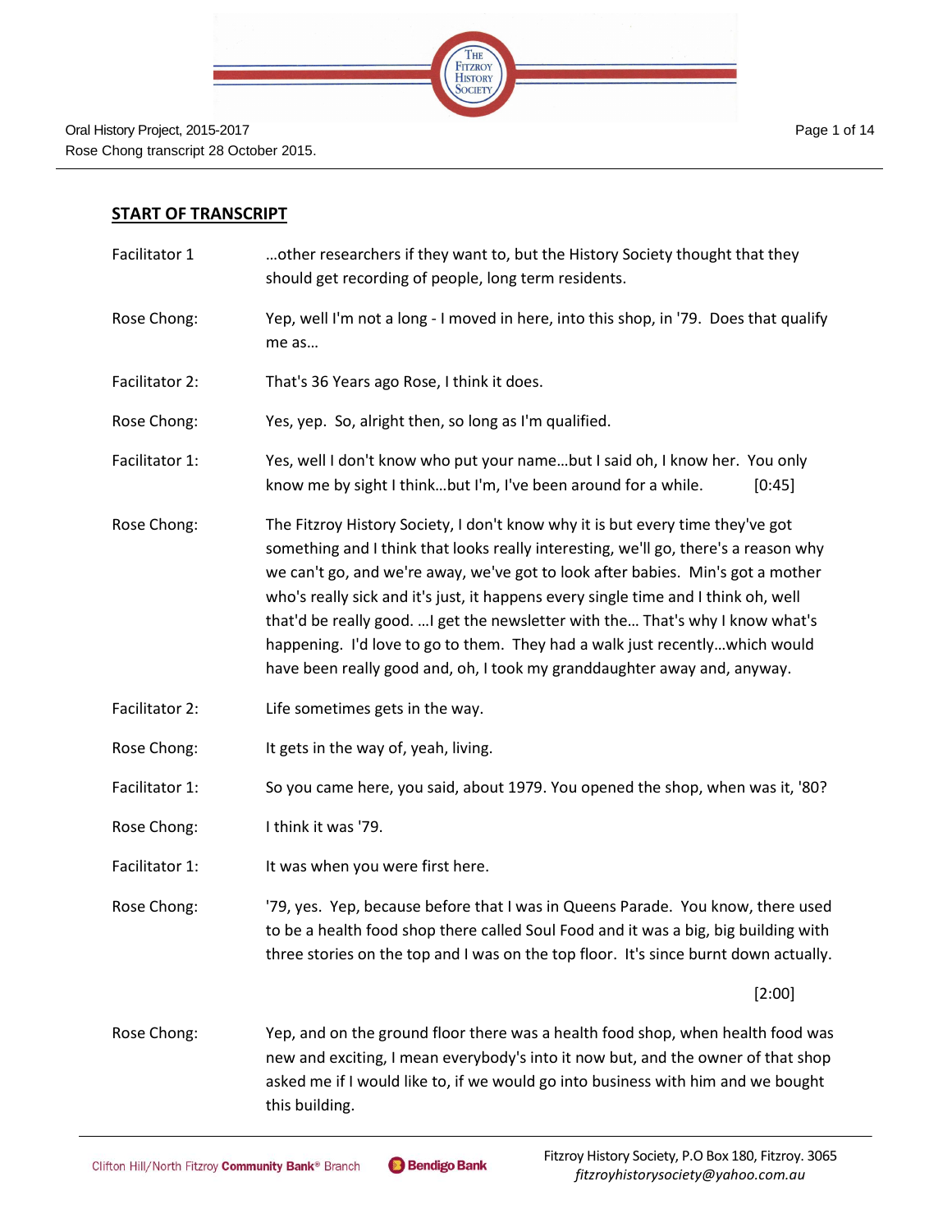## START OF TRANSCRIPT

| | |
|---|---|
| Facilitator 1 | …other researchers if they want to, but the History Society thought that they should get recording of people, long term residents. |
| Rose Chong: | Yep, well I'm not a long - I moved in here, into this shop, in '79. Does that qualify me as… |
| Facilitator 2: | That's 36 Years ago Rose, I think it does. |
| Rose Chong: | Yes, yep. So, alright then, so long as I'm qualified. |
| Facilitator 1: | Yes, well I don't know who put your name…but I said oh, I know her. You only know me by sight I think…but I'm, I've been around for a while. [0:45] |
| Rose Chong: | The Fitzroy History Society, I don't know why it is but every time they've got something and I think that looks really interesting, we'll go, there's a reason why we can't go, and we're away, we've got to look after babies. Min's got a mother who's really sick and it's just, it happens every single time and I think oh, well that'd be really good. …I get the newsletter with the… That's why I know what's happening. I'd love to go to them. They had a walk just recently…which would have been really good and, oh, I took my granddaughter away and, anyway. |
| Facilitator 2: | Life sometimes gets in the way. |
| Rose Chong: | It gets in the way of, yeah, living. |
| Facilitator 1: | So you came here, you said, about 1979. You opened the shop, when was it, '80? |
| Rose Chong: | I think it was '79. |
| Facilitator 1: | It was when you were first here. |
| Rose Chong: | '79, yes. Yep, because before that I was in Queens Parade. You know, there used to be a health food shop there called Soul Food and it was a big, big building with three stories on the top and I was on the top floor. It's since burnt down actually. [2:00] |
| Rose Chong: | Yep, and on the ground floor there was a health food shop, when health food was new and exciting, I mean everybody's into it now but, and the owner of that shop asked me if I would like to, if we would go into business with him and we bought this building. |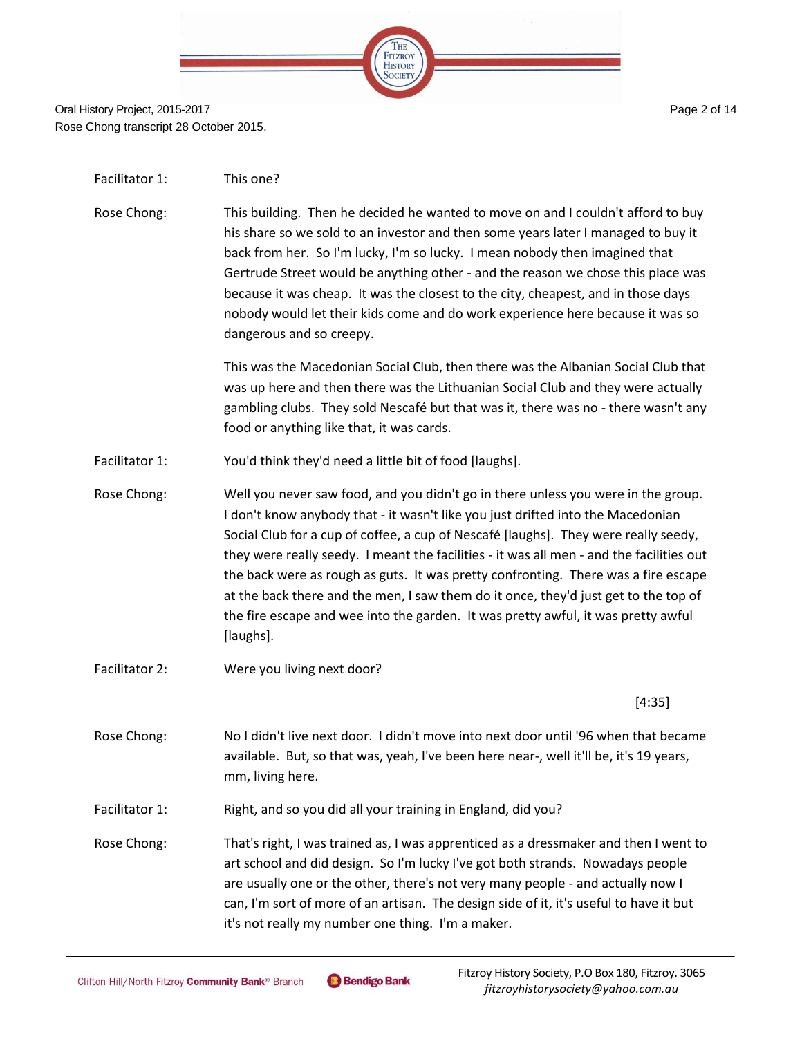Facilitator 1: This one?

Rose Chong: This building. Then he decided he wanted to move on and I couldn't afford to buy his share so we sold to an investor and then some years later I managed to buy it back from her. So I'm lucky, I'm so lucky. I mean nobody then imagined that Gertrude Street would be anything other - and the reason we chose this place was because it was cheap. It was the closest to the city, cheapest, and in those days nobody would let their kids come and do work experience here because it was so dangerous and so creepy.

This was the Macedonian Social Club, then there was the Albanian Social Club that was up here and then there was the Lithuanian Social Club and they were actually gambling clubs. They sold Nescafé but that was it, there was no - there wasn't any food or anything like that, it was cards.

Facilitator 1: You'd think they'd need a little bit of food [laughs].

Rose Chong: Well you never saw food, and you didn't go in there unless you were in the group. I don't know anybody that - it wasn't like you just drifted into the Macedonian Social Club for a cup of coffee, a cup of Nescafé [laughs]. They were really seedy, they were really seedy. I meant the facilities - it was all men - and the facilities out the back were as rough as guts. It was pretty confronting. There was a fire escape at the back there and the men, I saw them do it once, they'd just get to the top of the fire escape and wee into the garden. It was pretty awful, it was pretty awful [laughs].

Facilitator 2: Were you living next door?

[4:35]

Rose Chong: No I didn't live next door. I didn't move into next door until '96 when that became available. But, so that was, yeah, I've been here near-, well it'll be, it's 19 years, mm, living here.

Facilitator 1: Right, and so you did all your training in England, did you?

Rose Chong: That's right, I was trained as, I was apprenticed as a dressmaker and then I went to art school and did design. So I'm lucky I've got both strands. Nowadays people are usually one or the other, there's not very many people - and actually now I can, I'm sort of more of an artisan. The design side of it, it's useful to have it but it's not really my number one thing. I'm a maker.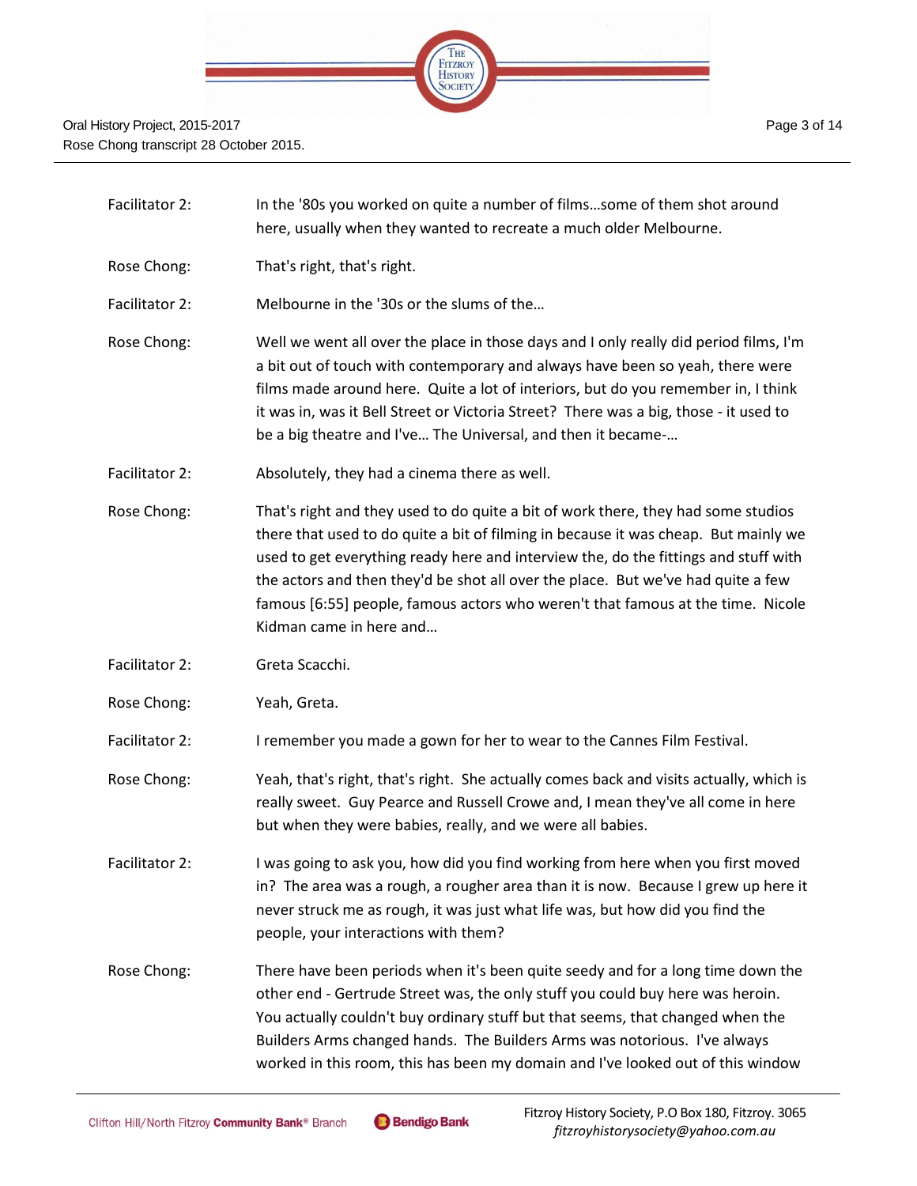Facilitator 2: In the '80s you worked on quite a number of films…some of them shot around here, usually when they wanted to recreate a much older Melbourne.

Rose Chong: That's right, that's right.

Facilitator 2: Melbourne in the '30s or the slums of the…

Rose Chong: Well we went all over the place in those days and I only really did period films, I'm a bit out of touch with contemporary and always have been so yeah, there were films made around here. Quite a lot of interiors, but do you remember in, I think it was in, was it Bell Street or Victoria Street? There was a big, those - it used to be a big theatre and I've… The Universal, and then it became-…

Facilitator 2: Absolutely, they had a cinema there as well.

Rose Chong: That's right and they used to do quite a bit of work there, they had some studios there that used to do quite a bit of filming in because it was cheap. But mainly we used to get everything ready here and interview the, do the fittings and stuff with the actors and then they'd be shot all over the place. But we've had quite a few famous [6:55] people, famous actors who weren't that famous at the time. Nicole Kidman came in here and…

Facilitator 2: Greta Scacchi.

Rose Chong: Yeah, Greta.

Facilitator 2: I remember you made a gown for her to wear to the Cannes Film Festival.

Rose Chong: Yeah, that's right, that's right. She actually comes back and visits actually, which is really sweet. Guy Pearce and Russell Crowe and, I mean they've all come in here but when they were babies, really, and we were all babies.

Facilitator 2: I was going to ask you, how did you find working from here when you first moved in? The area was a rough, a rougher area than it is now. Because I grew up here it never struck me as rough, it was just what life was, but how did you find the people, your interactions with them?

Rose Chong: There have been periods when it's been quite seedy and for a long time down the other end - Gertrude Street was, the only stuff you could buy here was heroin. You actually couldn't buy ordinary stuff but that seems, that changed when the Builders Arms changed hands. The Builders Arms was notorious. I've always worked in this room, this has been my domain and I've looked out of this window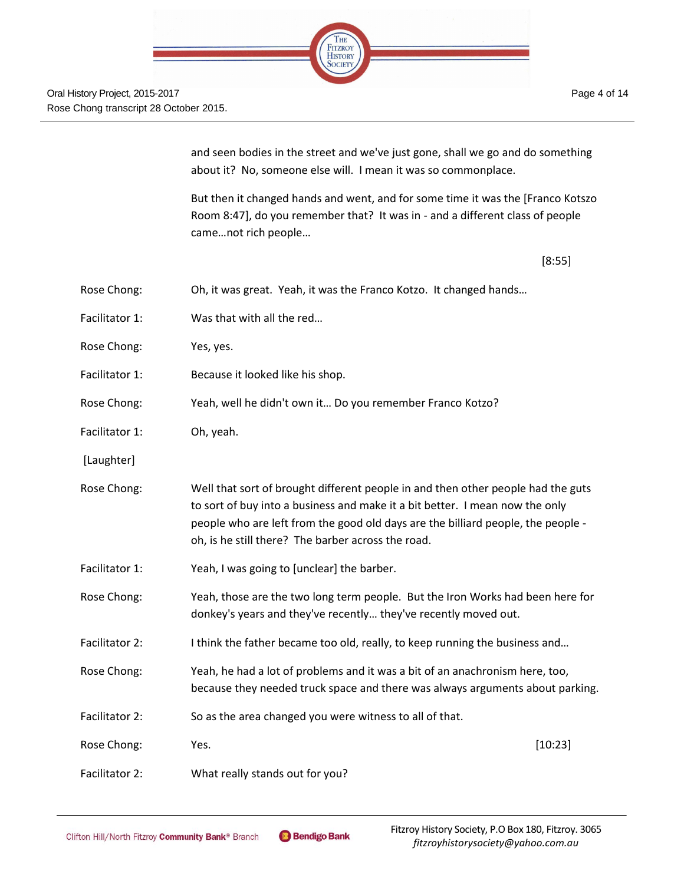and seen bodies in the street and we've just gone, shall we go and do something about it? No, someone else will. I mean it was so commonplace.

But then it changed hands and went, and for some time it was the [Franco Kotszo Room 8:47], do you remember that? It was in - and a different class of people came…not rich people…

[8:55]

**Rose Chong:** Oh, it was great. Yeah, it was the Franco Kotzo. It changed hands…

**Facilitator 1:** Was that with all the red…

**Rose Chong:** Yes, yes.

**Facilitator 1:** Because it looked like his shop.

**Rose Chong:** Yeah, well he didn't own it… Do you remember Franco Kotzo?

**Facilitator 1:** Oh, yeah.

[Laughter]

**Rose Chong:** Well that sort of brought different people in and then other people had the guts to sort of buy into a business and make it a bit better. I mean now the only people who are left from the good old days are the billiard people, the people - oh, is he still there? The barber across the road.

**Facilitator 1:** Yeah, I was going to [unclear] the barber.

**Rose Chong:** Yeah, those are the two long term people. But the Iron Works had been here for donkey's years and they've recently… they've recently moved out.

**Facilitator 2:** I think the father became too old, really, to keep running the business and…

**Rose Chong:** Yeah, he had a lot of problems and it was a bit of an anachronism here, too, because they needed truck space and there was always arguments about parking.

**Facilitator 2:** So as the area changed you were witness to all of that.

**Rose Chong:** Yes. [10:23]

**Facilitator 2:** What really stands out for you?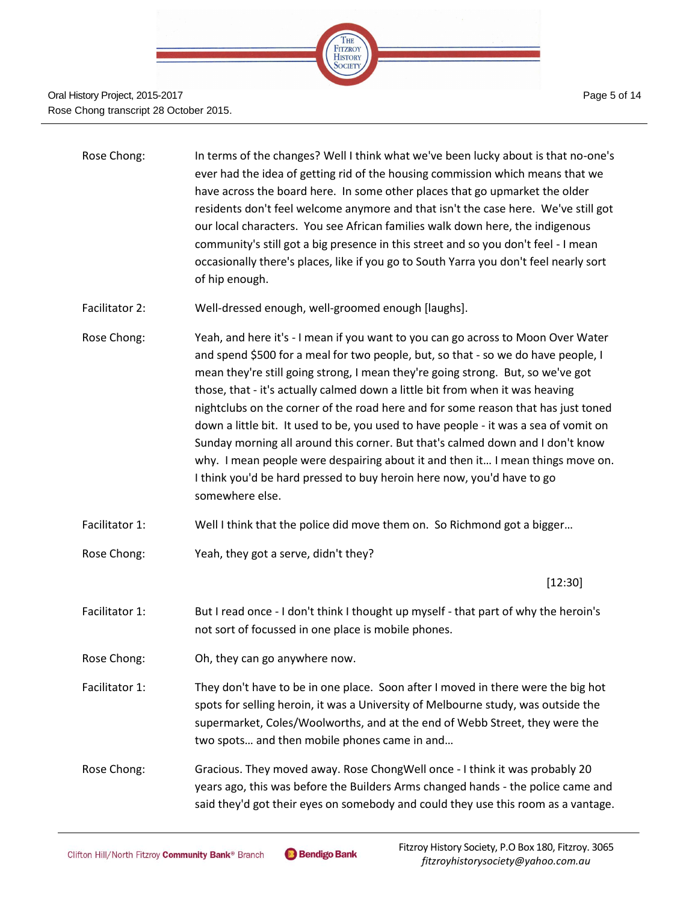| | |
|---|---|
| Rose Chong: | In terms of the changes? Well I think what we've been lucky about is that no-one's ever had the idea of getting rid of the housing commission which means that we have across the board here. In some other places that go upmarket the older residents don't feel welcome anymore and that isn't the case here. We've still got our local characters. You see African families walk down here, the indigenous community's still got a big presence in this street and so you don't feel - I mean occasionally there's places, like if you go to South Yarra you don't feel nearly sort of hip enough. |
| Facilitator 2: | Well-dressed enough, well-groomed enough [laughs]. |
| Rose Chong: | Yeah, and here it's - I mean if you want to you can go across to Moon Over Water and spend $500 for a meal for two people, but, so that - so we do have people, I mean they're still going strong, I mean they're going strong. But, so we've got those, that - it's actually calmed down a little bit from when it was heaving nightclubs on the corner of the road here and for some reason that has just toned down a little bit. It used to be, you used to have people - it was a sea of vomit on Sunday morning all around this corner. But that's calmed down and I don't know why. I mean people were despairing about it and then it… I mean things move on. I think you'd be hard pressed to buy heroin here now, you'd have to go somewhere else. |
| Facilitator 1: | Well I think that the police did move them on. So Richmond got a bigger… |
| Rose Chong: | Yeah, they got a serve, didn't they? |
| | [12:30] |
| Facilitator 1: | But I read once - I don't think I thought up myself - that part of why the heroin's not sort of focussed in one place is mobile phones. |
| Rose Chong: | Oh, they can go anywhere now. |
| Facilitator 1: | They don't have to be in one place. Soon after I moved in there were the big hot spots for selling heroin, it was a University of Melbourne study, was outside the supermarket, Coles/Woolworths, and at the end of Webb Street, they were the two spots… and then mobile phones came in and… |
| Rose Chong: | Gracious. They moved away. Rose ChongWell once - I think it was probably 20 years ago, this was before the Builders Arms changed hands - the police came and said they'd got their eyes on somebody and could they use this room as a vantage. |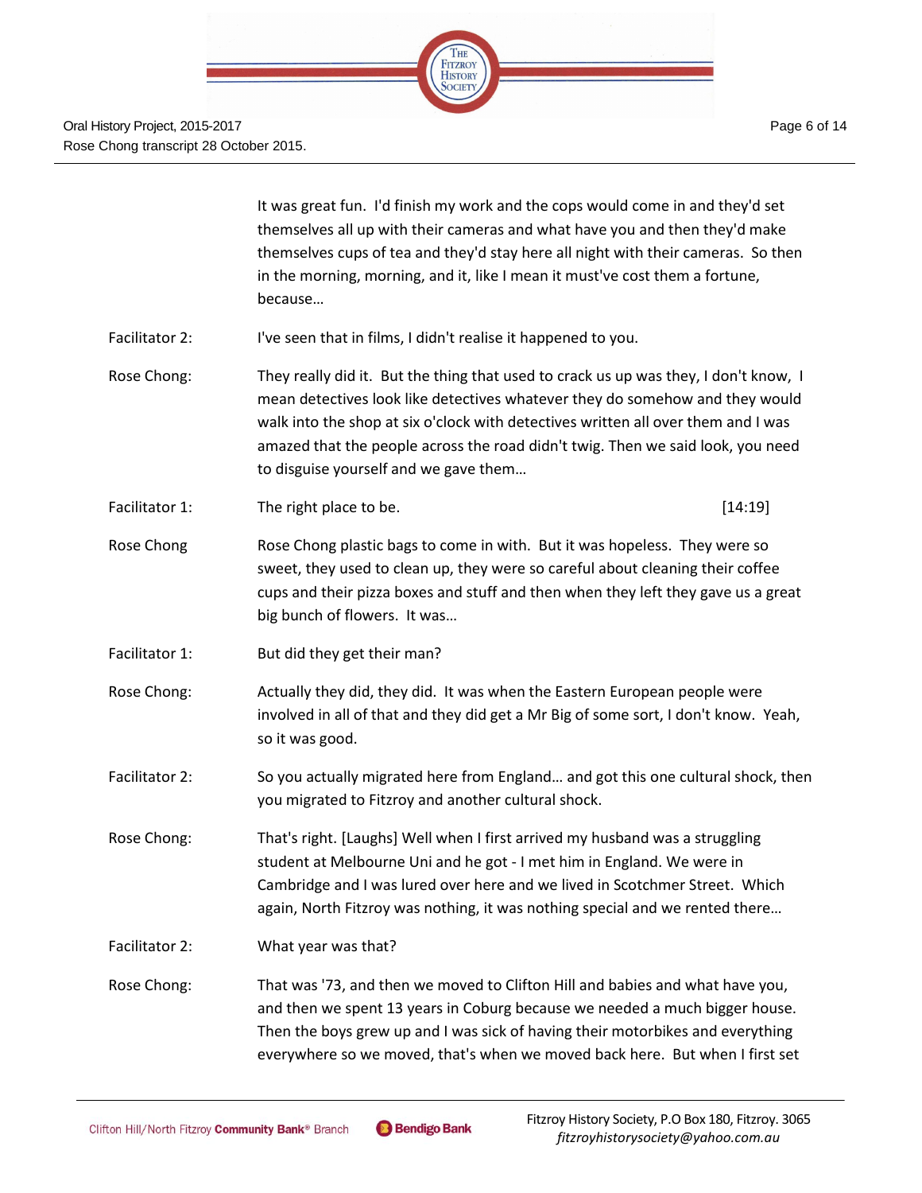It was great fun. I'd finish my work and the cops would come in and they'd set themselves all up with their cameras and what have you and then they'd make themselves cups of tea and they'd stay here all night with their cameras. So then in the morning, morning, and it, like I mean it must've cost them a fortune, because…

Facilitator 2: I've seen that in films, I didn't realise it happened to you.

Rose Chong: They really did it. But the thing that used to crack us up was they, I don't know, I mean detectives look like detectives whatever they do somehow and they would walk into the shop at six o'clock with detectives written all over them and I was amazed that the people across the road didn't twig. Then we said look, you need to disguise yourself and we gave them…

Facilitator 1: The right place to be. [14:19]

Rose Chong Rose Chong plastic bags to come in with. But it was hopeless. They were so sweet, they used to clean up, they were so careful about cleaning their coffee cups and their pizza boxes and stuff and then when they left they gave us a great big bunch of flowers. It was…

Facilitator 1: But did they get their man?

Rose Chong: Actually they did, they did. It was when the Eastern European people were involved in all of that and they did get a Mr Big of some sort, I don't know. Yeah, so it was good.

Facilitator 2: So you actually migrated here from England… and got this one cultural shock, then you migrated to Fitzroy and another cultural shock.

Rose Chong: That's right. [Laughs] Well when I first arrived my husband was a struggling student at Melbourne Uni and he got - I met him in England. We were in Cambridge and I was lured over here and we lived in Scotchmer Street. Which again, North Fitzroy was nothing, it was nothing special and we rented there…

Facilitator 2: What year was that?

Rose Chong: That was '73, and then we moved to Clifton Hill and babies and what have you, and then we spent 13 years in Coburg because we needed a much bigger house. Then the boys grew up and I was sick of having their motorbikes and everything everywhere so we moved, that's when we moved back here. But when I first set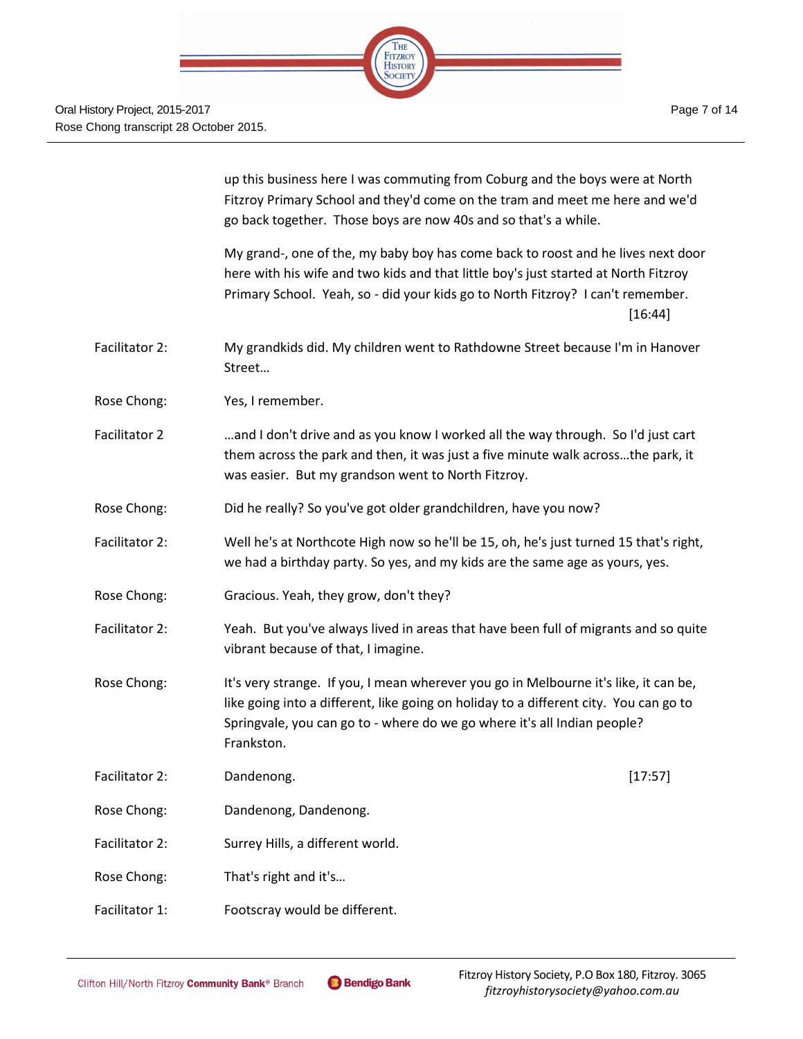up this business here I was commuting from Coburg and the boys were at North Fitzroy Primary School and they'd come on the tram and meet me here and we'd go back together. Those boys are now 40s and so that's a while.

My grand-, one of the, my baby boy has come back to roost and he lives next door here with his wife and two kids and that little boy's just started at North Fitzroy Primary School. Yeah, so - did your kids go to North Fitzroy? I can't remember. [16:44]

Facilitator 2: My grandkids did. My children went to Rathdowne Street because I'm in Hanover Street…

Rose Chong: Yes, I remember.

Facilitator 2 …and I don't drive and as you know I worked all the way through. So I'd just cart them across the park and then, it was just a five minute walk across…the park, it was easier. But my grandson went to North Fitzroy.

Rose Chong: Did he really? So you've got older grandchildren, have you now?

Facilitator 2: Well he's at Northcote High now so he'll be 15, oh, he's just turned 15 that's right, we had a birthday party. So yes, and my kids are the same age as yours, yes.

Rose Chong: Gracious. Yeah, they grow, don't they?

Facilitator 2: Yeah. But you've always lived in areas that have been full of migrants and so quite vibrant because of that, I imagine.

Rose Chong: It's very strange. If you, I mean wherever you go in Melbourne it's like, it can be, like going into a different, like going on holiday to a different city. You can go to Springvale, you can go to - where do we go where it's all Indian people? Frankston.

Facilitator 2: Dandenong. [17:57]

Rose Chong: Dandenong, Dandenong.

Facilitator 2: Surrey Hills, a different world.

Rose Chong: That's right and it's…

Facilitator 1: Footscray would be different.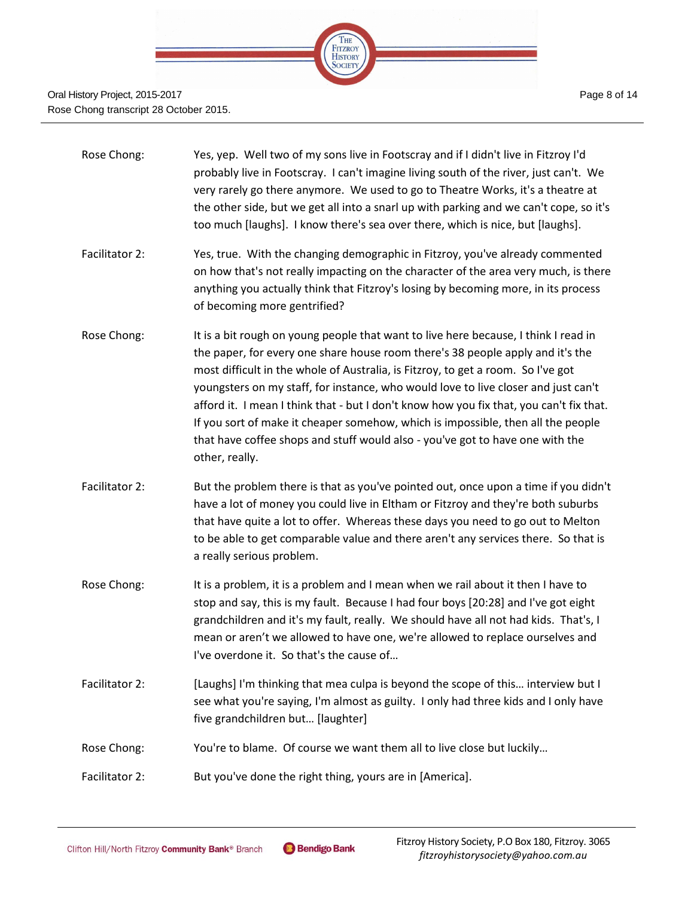Rose Chong: Yes, yep. Well two of my sons live in Footscray and if I didn't live in Fitzroy I'd probably live in Footscray. I can't imagine living south of the river, just can't. We very rarely go there anymore. We used to go to Theatre Works, it's a theatre at the other side, but we get all into a snarl up with parking and we can't cope, so it's too much [laughs]. I know there's sea over there, which is nice, but [laughs].

Facilitator 2: Yes, true. With the changing demographic in Fitzroy, you've already commented on how that's not really impacting on the character of the area very much, is there anything you actually think that Fitzroy's losing by becoming more, in its process of becoming more gentrified?

Rose Chong: It is a bit rough on young people that want to live here because, I think I read in the paper, for every one share house room there's 38 people apply and it's the most difficult in the whole of Australia, is Fitzroy, to get a room. So I've got youngsters on my staff, for instance, who would love to live closer and just can't afford it. I mean I think that - but I don't know how you fix that, you can't fix that. If you sort of make it cheaper somehow, which is impossible, then all the people that have coffee shops and stuff would also - you've got to have one with the other, really.

Facilitator 2: But the problem there is that as you've pointed out, once upon a time if you didn't have a lot of money you could live in Eltham or Fitzroy and they're both suburbs that have quite a lot to offer. Whereas these days you need to go out to Melton to be able to get comparable value and there aren't any services there. So that is a really serious problem.

Rose Chong: It is a problem, it is a problem and I mean when we rail about it then I have to stop and say, this is my fault. Because I had four boys [20:28] and I've got eight grandchildren and it's my fault, really. We should have all not had kids. That's, I mean or aren't we allowed to have one, we're allowed to replace ourselves and I've overdone it. So that's the cause of…

Facilitator 2: [Laughs] I'm thinking that mea culpa is beyond the scope of this… interview but I see what you're saying, I'm almost as guilty. I only had three kids and I only have five grandchildren but… [laughter]

Rose Chong: You're to blame. Of course we want them all to live close but luckily…

Facilitator 2: But you've done the right thing, yours are in [America].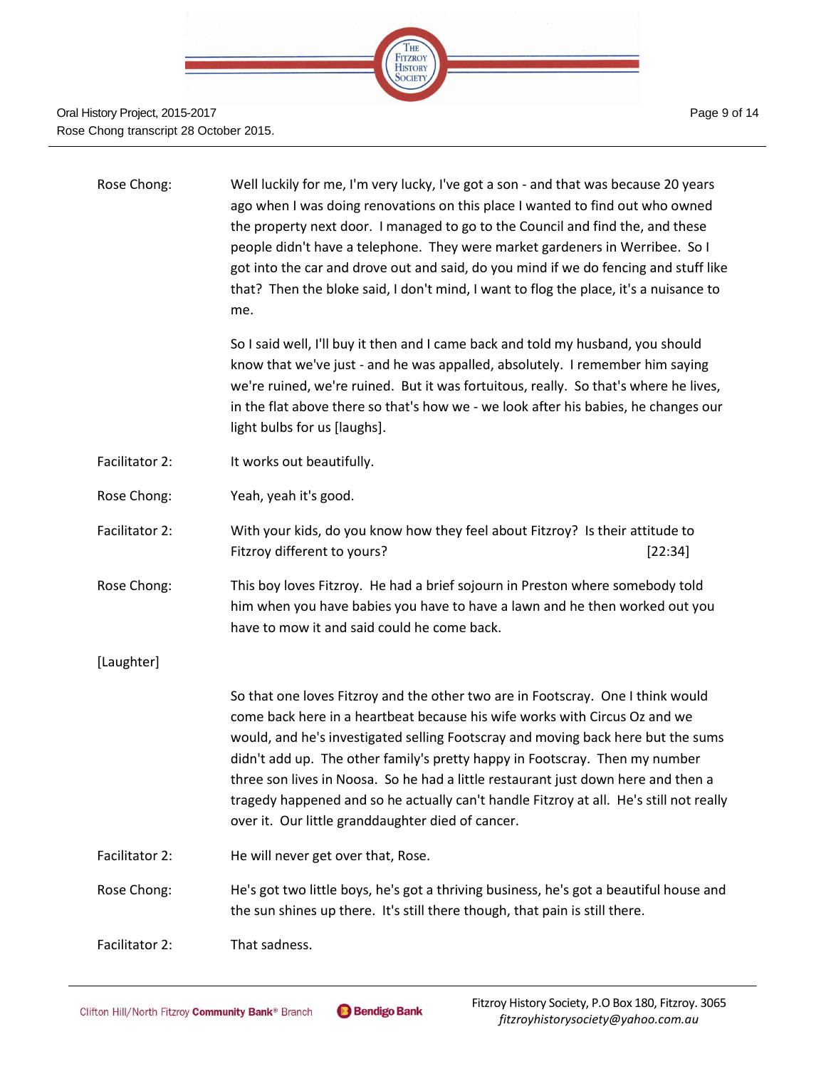Rose Chong: Well luckily for me, I'm very lucky, I've got a son - and that was because 20 years ago when I was doing renovations on this place I wanted to find out who owned the property next door. I managed to go to the Council and find the, and these people didn't have a telephone. They were market gardeners in Werribee. So I got into the car and drove out and said, do you mind if we do fencing and stuff like that? Then the bloke said, I don't mind, I want to flog the place, it's a nuisance to me.

So I said well, I'll buy it then and I came back and told my husband, you should know that we've just - and he was appalled, absolutely. I remember him saying we're ruined, we're ruined. But it was fortuitous, really. So that's where he lives, in the flat above there so that's how we - we look after his babies, he changes our light bulbs for us [laughs].

Facilitator 2: It works out beautifully.

Rose Chong: Yeah, yeah it's good.

Facilitator 2: With your kids, do you know how they feel about Fitzroy? Is their attitude to Fitzroy different to yours? [22:34]

Rose Chong: This boy loves Fitzroy. He had a brief sojourn in Preston where somebody told him when you have babies you have to have a lawn and he then worked out you have to mow it and said could he come back.

[Laughter]

So that one loves Fitzroy and the other two are in Footscray. One I think would come back here in a heartbeat because his wife works with Circus Oz and we would, and he's investigated selling Footscray and moving back here but the sums didn't add up. The other family's pretty happy in Footscray. Then my number three son lives in Noosa. So he had a little restaurant just down here and then a tragedy happened and so he actually can't handle Fitzroy at all. He's still not really over it. Our little granddaughter died of cancer.

Facilitator 2: He will never get over that, Rose.

Rose Chong: He's got two little boys, he's got a thriving business, he's got a beautiful house and the sun shines up there. It's still there though, that pain is still there.

Facilitator 2: That sadness.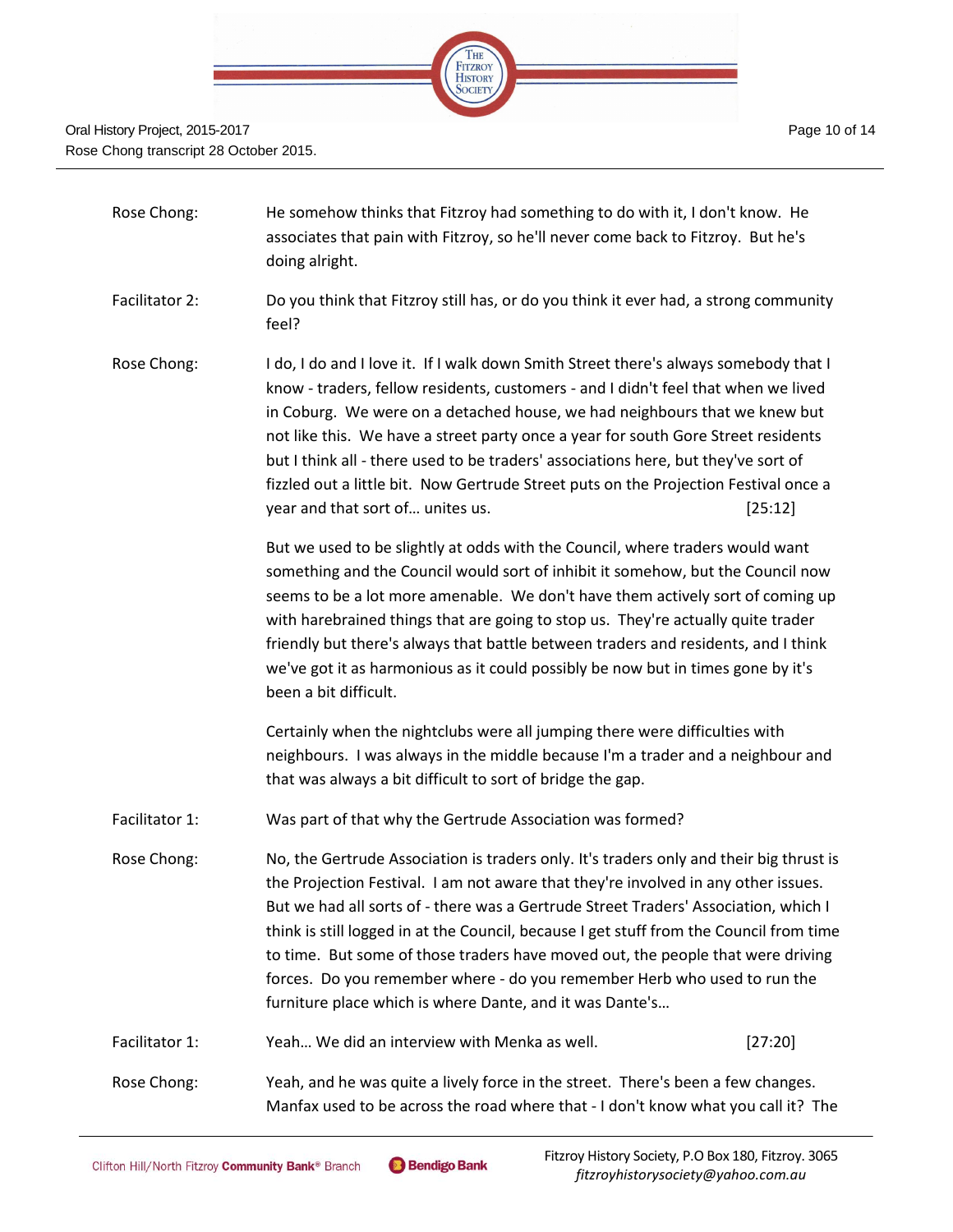Rose Chong: He somehow thinks that Fitzroy had something to do with it, I don't know. He associates that pain with Fitzroy, so he'll never come back to Fitzroy. But he's doing alright.

Facilitator 2: Do you think that Fitzroy still has, or do you think it ever had, a strong community feel?

Rose Chong: I do, I do and I love it. If I walk down Smith Street there's always somebody that I know - traders, fellow residents, customers - and I didn't feel that when we lived in Coburg. We were on a detached house, we had neighbours that we knew but not like this. We have a street party once a year for south Gore Street residents but I think all - there used to be traders' associations here, but they've sort of fizzled out a little bit. Now Gertrude Street puts on the Projection Festival once a year and that sort of… unites us. [25:12]

But we used to be slightly at odds with the Council, where traders would want something and the Council would sort of inhibit it somehow, but the Council now seems to be a lot more amenable. We don't have them actively sort of coming up with harebrained things that are going to stop us. They're actually quite trader friendly but there's always that battle between traders and residents, and I think we've got it as harmonious as it could possibly be now but in times gone by it's been a bit difficult.

Certainly when the nightclubs were all jumping there were difficulties with neighbours. I was always in the middle because I'm a trader and a neighbour and that was always a bit difficult to sort of bridge the gap.

Facilitator 1: Was part of that why the Gertrude Association was formed?

Rose Chong: No, the Gertrude Association is traders only. It's traders only and their big thrust is the Projection Festival. I am not aware that they're involved in any other issues. But we had all sorts of - there was a Gertrude Street Traders' Association, which I think is still logged in at the Council, because I get stuff from the Council from time to time. But some of those traders have moved out, the people that were driving forces. Do you remember where - do you remember Herb who used to run the furniture place which is where Dante, and it was Dante's…

Facilitator 1: Yeah… We did an interview with Menka as well. [27:20]

Rose Chong: Yeah, and he was quite a lively force in the street. There's been a few changes. Manfax used to be across the road where that - I don't know what you call it? The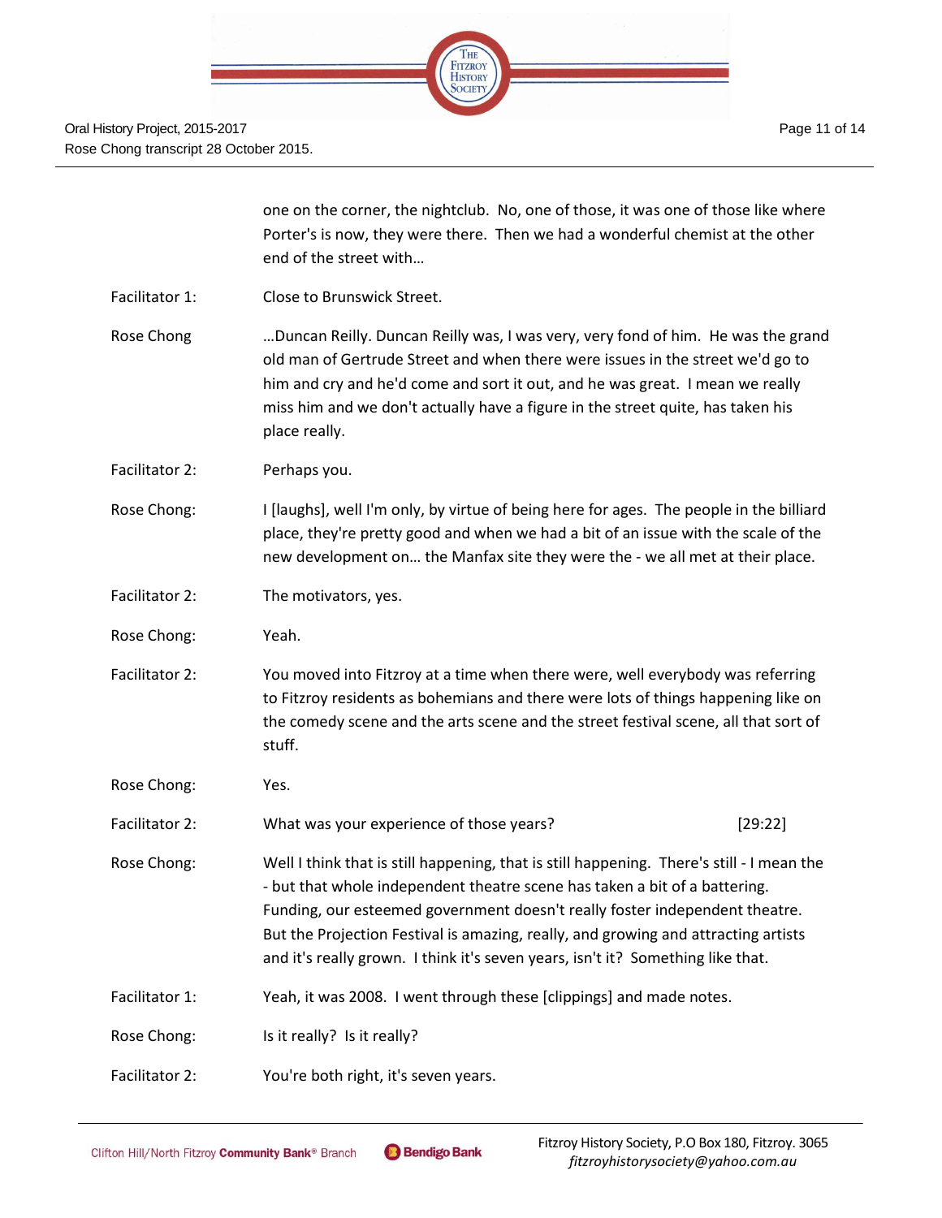one on the corner, the nightclub. No, one of those, it was one of those like where Porter's is now, they were there. Then we had a wonderful chemist at the other end of the street with…

Facilitator 1: Close to Brunswick Street.

Rose Chong …Duncan Reilly. Duncan Reilly was, I was very, very fond of him. He was the grand old man of Gertrude Street and when there were issues in the street we'd go to him and cry and he'd come and sort it out, and he was great. I mean we really miss him and we don't actually have a figure in the street quite, has taken his place really.

Facilitator 2: Perhaps you.

Rose Chong: I [laughs], well I'm only, by virtue of being here for ages. The people in the billiard place, they're pretty good and when we had a bit of an issue with the scale of the new development on… the Manfax site they were the - we all met at their place.

Facilitator 2: The motivators, yes.

Rose Chong: Yeah.

Facilitator 2: You moved into Fitzroy at a time when there were, well everybody was referring to Fitzroy residents as bohemians and there were lots of things happening like on the comedy scene and the arts scene and the street festival scene, all that sort of stuff.

Rose Chong: Yes.

Facilitator 2: What was your experience of those years? [29:22]

Rose Chong: Well I think that is still happening, that is still happening. There's still - I mean the - but that whole independent theatre scene has taken a bit of a battering. Funding, our esteemed government doesn't really foster independent theatre. But the Projection Festival is amazing, really, and growing and attracting artists and it's really grown. I think it's seven years, isn't it? Something like that.

Facilitator 1: Yeah, it was 2008. I went through these [clippings] and made notes.

Rose Chong: Is it really? Is it really?

Facilitator 2: You're both right, it's seven years.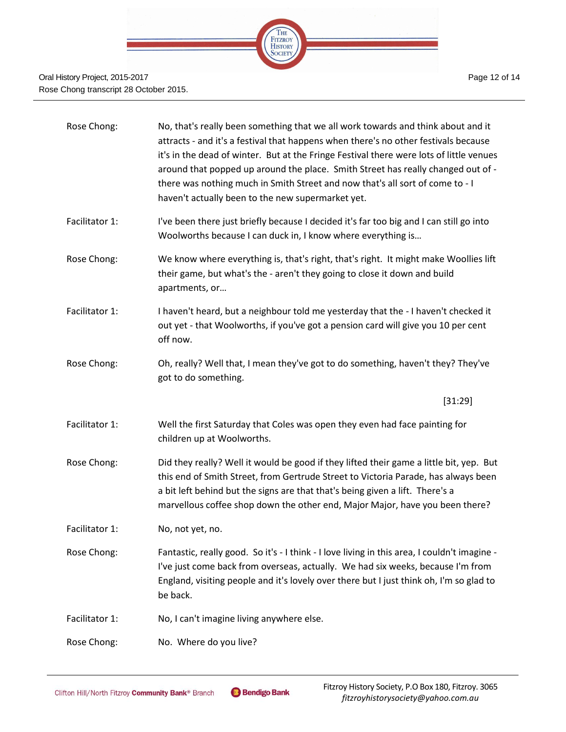Rose Chong: No, that's really been something that we all work towards and think about and it attracts - and it's a festival that happens when there's no other festivals because it's in the dead of winter. But at the Fringe Festival there were lots of little venues around that popped up around the place. Smith Street has really changed out of - there was nothing much in Smith Street and now that's all sort of come to - I haven't actually been to the new supermarket yet.

Facilitator 1: I've been there just briefly because I decided it's far too big and I can still go into Woolworths because I can duck in, I know where everything is…

Rose Chong: We know where everything is, that's right, that's right. It might make Woollies lift their game, but what's the - aren't they going to close it down and build apartments, or…

Facilitator 1: I haven't heard, but a neighbour told me yesterday that the - I haven't checked it out yet - that Woolworths, if you've got a pension card will give you 10 per cent off now.

Rose Chong: Oh, really? Well that, I mean they've got to do something, haven't they? They've got to do something.

[31:29]

Facilitator 1: Well the first Saturday that Coles was open they even had face painting for children up at Woolworths.

Rose Chong: Did they really? Well it would be good if they lifted their game a little bit, yep. But this end of Smith Street, from Gertrude Street to Victoria Parade, has always been a bit left behind but the signs are that that's being given a lift. There's a marvellous coffee shop down the other end, Major Major, have you been there?

Facilitator 1: No, not yet, no.

Rose Chong: Fantastic, really good. So it's - I think - I love living in this area, I couldn't imagine - I've just come back from overseas, actually. We had six weeks, because I'm from England, visiting people and it's lovely over there but I just think oh, I'm so glad to be back.

Facilitator 1: No, I can't imagine living anywhere else.

Rose Chong: No. Where do you live?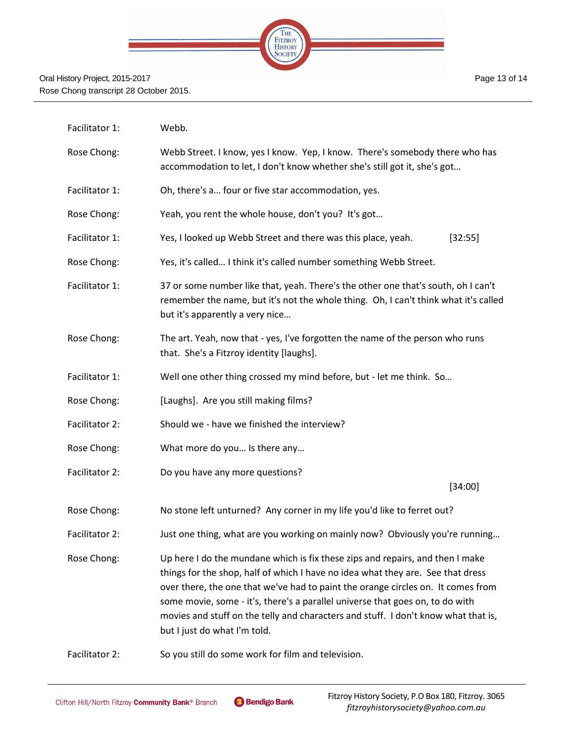| | | |
|---|---|---|
| Facilitator 1: | Webb. | |
| Rose Chong: | Webb Street. I know, yes I know. Yep, I know. There's somebody there who has accommodation to let, I don't know whether she's still got it, she's got… | |
| Facilitator 1: | Oh, there's a… four or five star accommodation, yes. | |
| Rose Chong: | Yeah, you rent the whole house, don't you? It's got… | |
| Facilitator 1: | Yes, I looked up Webb Street and there was this place, yeah. | [32:55] |
| Rose Chong: | Yes, it's called… I think it's called number something Webb Street. | |
| Facilitator 1: | 37 or some number like that, yeah. There's the other one that's south, oh I can't remember the name, but it's not the whole thing. Oh, I can't think what it's called but it's apparently a very nice… | |
| Rose Chong: | The art. Yeah, now that - yes, I've forgotten the name of the person who runs that. She's a Fitzroy identity [laughs]. | |
| Facilitator 1: | Well one other thing crossed my mind before, but - let me think. So… | |
| Rose Chong: | [Laughs]. Are you still making films? | |
| Facilitator 2: | Should we - have we finished the interview? | |
| Rose Chong: | What more do you… Is there any… | |
| Facilitator 2: | Do you have any more questions? | [34:00] |
| Rose Chong: | No stone left unturned? Any corner in my life you'd like to ferret out? | |
| Facilitator 2: | Just one thing, what are you working on mainly now? Obviously you're running… | |
| Rose Chong: | Up here I do the mundane which is fix these zips and repairs, and then I make things for the shop, half of which I have no idea what they are. See that dress over there, the one that we've had to paint the orange circles on. It comes from some movie, some - it's, there's a parallel universe that goes on, to do with movies and stuff on the telly and characters and stuff. I don't know what that is, but I just do what I'm told. | |
| Facilitator 2: | So you still do some work for film and television. | |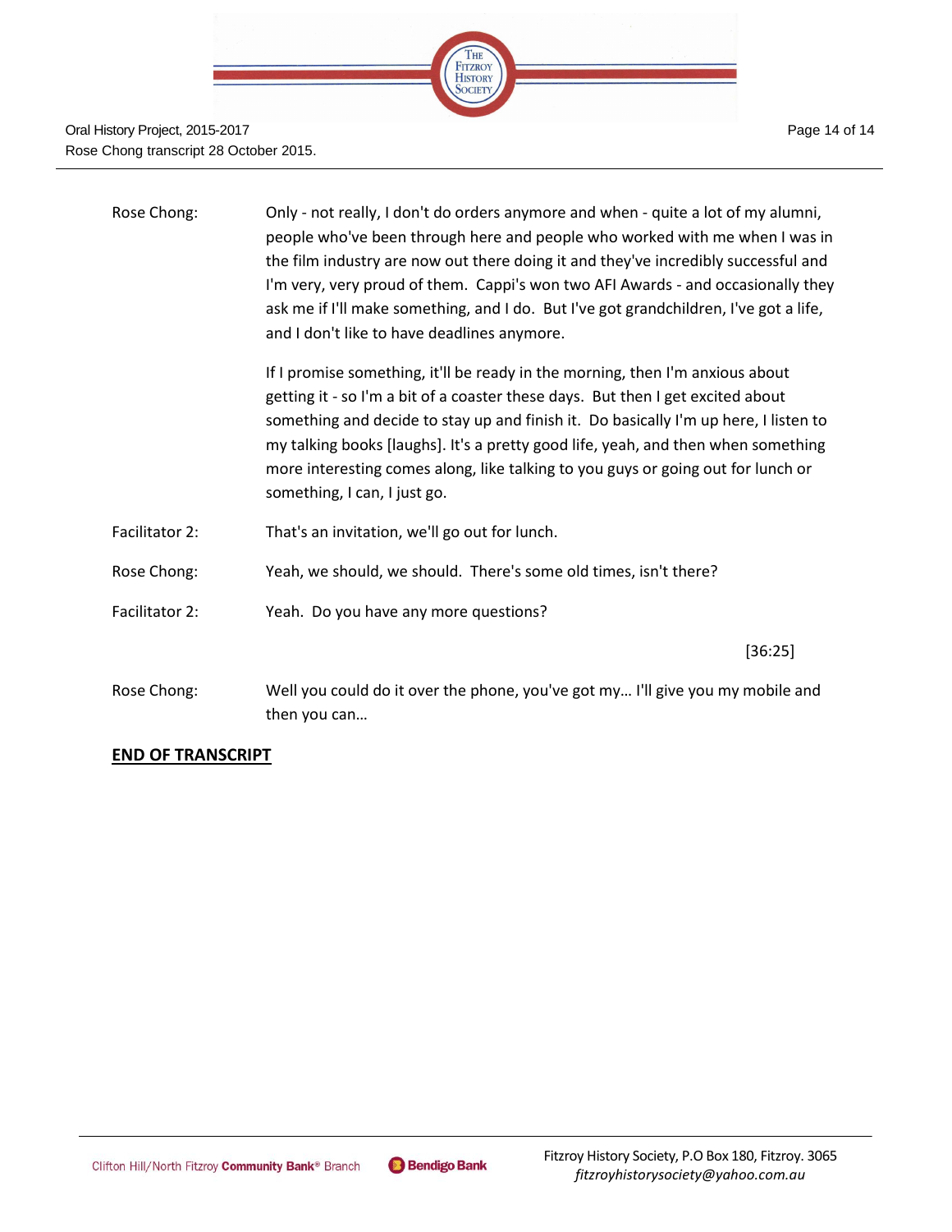Rose Chong: Only - not really, I don't do orders anymore and when - quite a lot of my alumni, people who've been through here and people who worked with me when I was in the film industry are now out there doing it and they've incredibly successful and I'm very, very proud of them. Cappi's won two AFI Awards - and occasionally they ask me if I'll make something, and I do. But I've got grandchildren, I've got a life, and I don't like to have deadlines anymore.

If I promise something, it'll be ready in the morning, then I'm anxious about getting it - so I'm a bit of a coaster these days. But then I get excited about something and decide to stay up and finish it. Do basically I'm up here, I listen to my talking books [laughs]. It's a pretty good life, yeah, and then when something more interesting comes along, like talking to you guys or going out for lunch or something, I can, I just go.

Facilitator 2: That's an invitation, we'll go out for lunch.

Rose Chong: Yeah, we should, we should. There's some old times, isn't there?

Facilitator 2: Yeah. Do you have any more questions?

[36:25]

Rose Chong: Well you could do it over the phone, you've got my… I'll give you my mobile and then you can…

**END OF TRANSCRIPT**